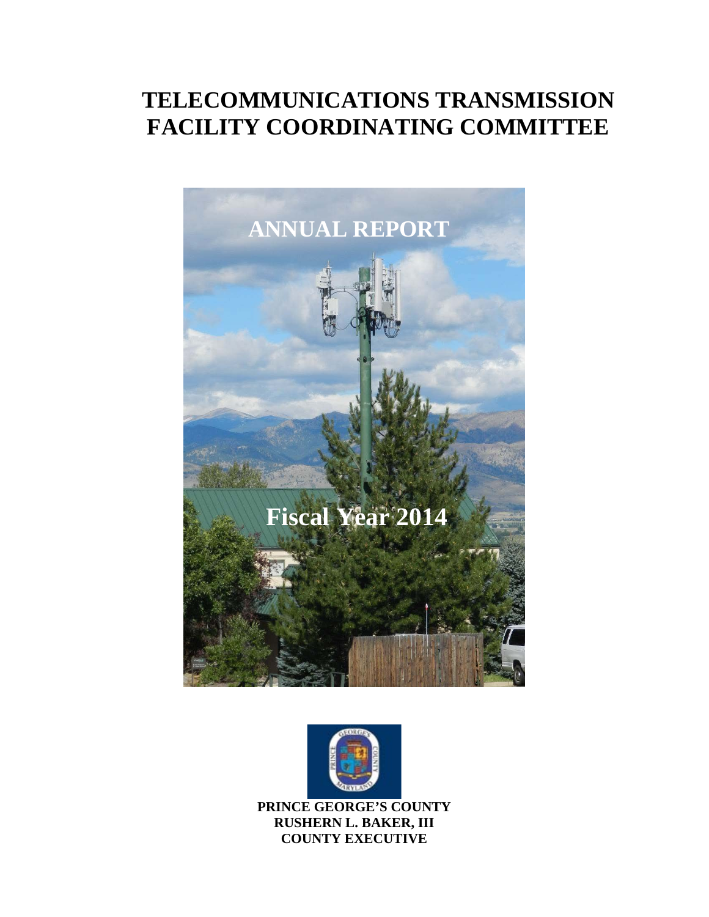# TELECOMMUNICATIONS TRANSMISSION FACILITY COORDINATING COMMITTEE

## ANNUAL REPORT

## Fiscal Year 2014

**PRINCE GEORGE'S COUNTY**
**RUSHERN L. BAKER, III**
**COUNTY EXECUTIVE**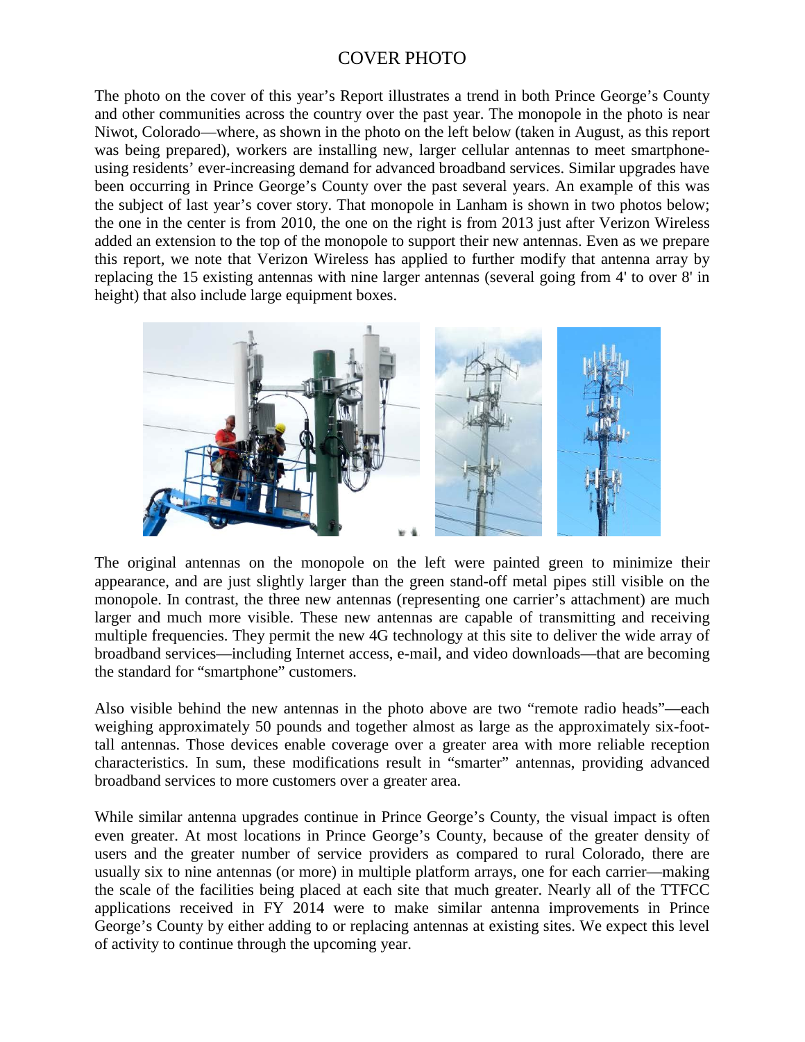# COVER PHOTO

The photo on the cover of this year's Report illustrates a trend in both Prince George's County and other communities across the country over the past year. The monopole in the photo is near Niwot, Colorado—where, as shown in the photo on the left below (taken in August, as this report was being prepared), workers are installing new, larger cellular antennas to meet smartphone-using residents' ever-increasing demand for advanced broadband services. Similar upgrades have been occurring in Prince George's County over the past several years. An example of this was the subject of last year's cover story. That monopole in Lanham is shown in two photos below; the one in the center is from 2010, the one on the right is from 2013 just after Verizon Wireless added an extension to the top of the monopole to support their new antennas. Even as we prepare this report, we note that Verizon Wireless has applied to further modify that antenna array by replacing the 15 existing antennas with nine larger antennas (several going from 4' to over 8' in height) that also include large equipment boxes.

The original antennas on the monopole on the left were painted green to minimize their appearance, and are just slightly larger than the green stand-off metal pipes still visible on the monopole. In contrast, the three new antennas (representing one carrier's attachment) are much larger and much more visible. These new antennas are capable of transmitting and receiving multiple frequencies. They permit the new 4G technology at this site to deliver the wide array of broadband services—including Internet access, e-mail, and video downloads—that are becoming the standard for "smartphone" customers.

Also visible behind the new antennas in the photo above are two "remote radio heads"—each weighing approximately 50 pounds and together almost as large as the approximately six-foot-tall antennas. Those devices enable coverage over a greater area with more reliable reception characteristics. In sum, these modifications result in "smarter" antennas, providing advanced broadband services to more customers over a greater area.

While similar antenna upgrades continue in Prince George's County, the visual impact is often even greater. At most locations in Prince George's County, because of the greater density of users and the greater number of service providers as compared to rural Colorado, there are usually six to nine antennas (or more) in multiple platform arrays, one for each carrier—making the scale of the facilities being placed at each site that much greater. Nearly all of the TTFCC applications received in FY 2014 were to make similar antenna improvements in Prince George's County by either adding to or replacing antennas at existing sites. We expect this level of activity to continue through the upcoming year.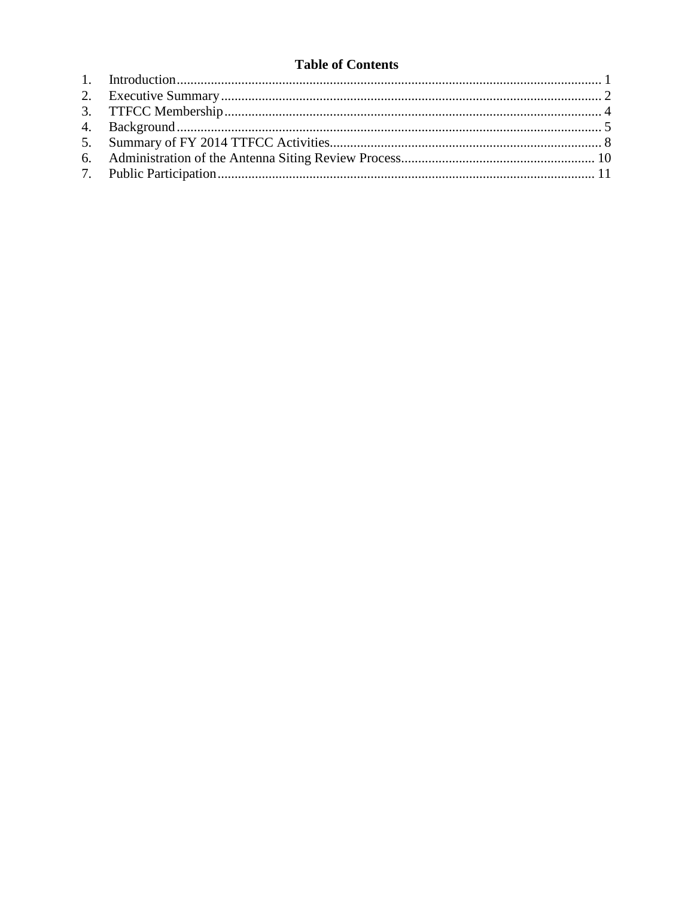# Table of Contents

1. Introduction ........................................................................................................................ 1
2. Executive Summary ............................................................................................................ 2
3. TTFCC Membership ........................................................................................................... 4
4. Background ........................................................................................................................ 5
5. Summary of FY 2014 TTFCC Activities ............................................................................ 8
6. Administration of the Antenna Siting Review Process ...................................................... 10
7. Public Participation ........................................................................................................... 11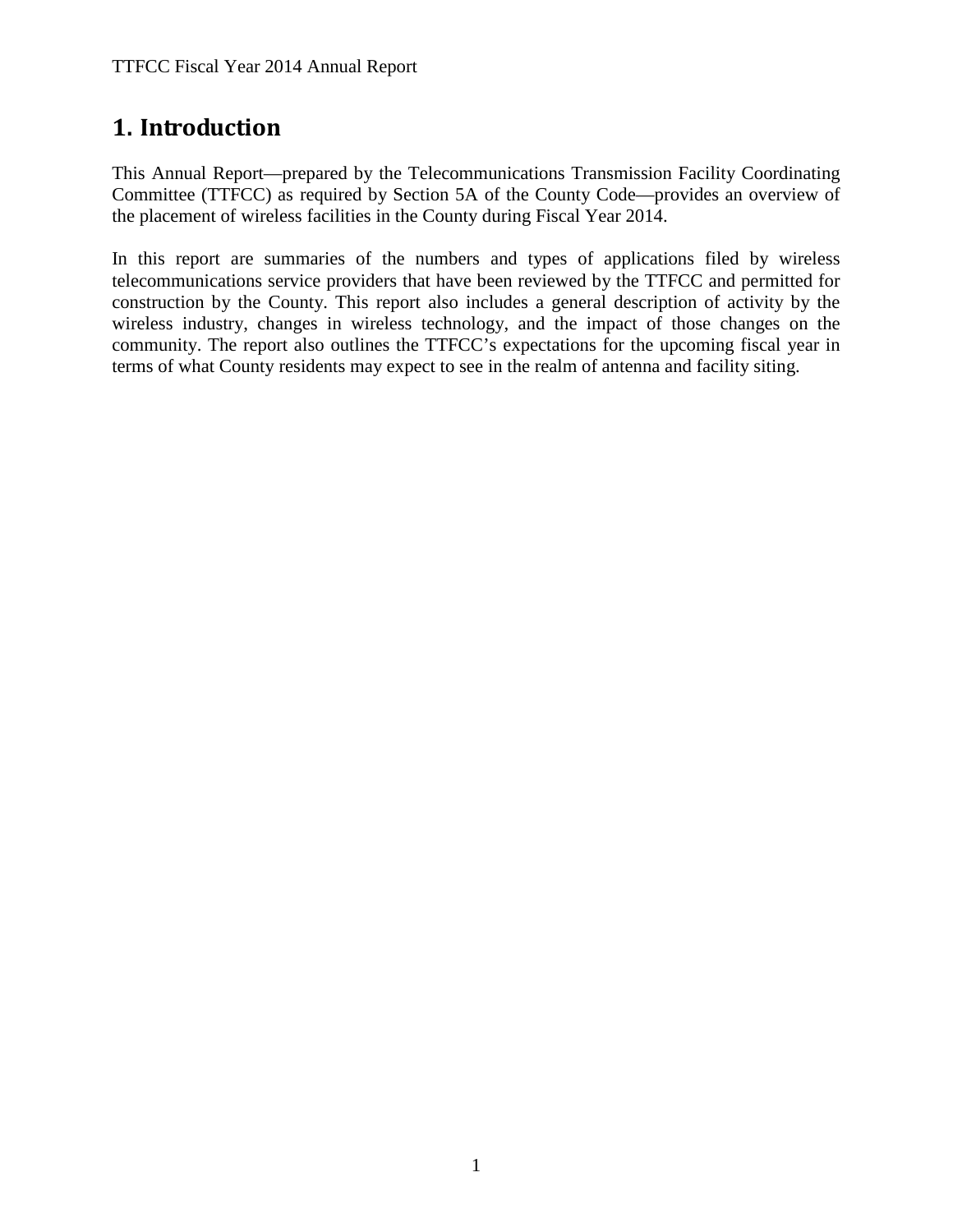# 1. Introduction

This Annual Report—prepared by the Telecommunications Transmission Facility Coordinating Committee (TTFCC) as required by Section 5A of the County Code—provides an overview of the placement of wireless facilities in the County during Fiscal Year 2014.

In this report are summaries of the numbers and types of applications filed by wireless telecommunications service providers that have been reviewed by the TTFCC and permitted for construction by the County. This report also includes a general description of activity by the wireless industry, changes in wireless technology, and the impact of those changes on the community. The report also outlines the TTFCC's expectations for the upcoming fiscal year in terms of what County residents may expect to see in the realm of antenna and facility siting.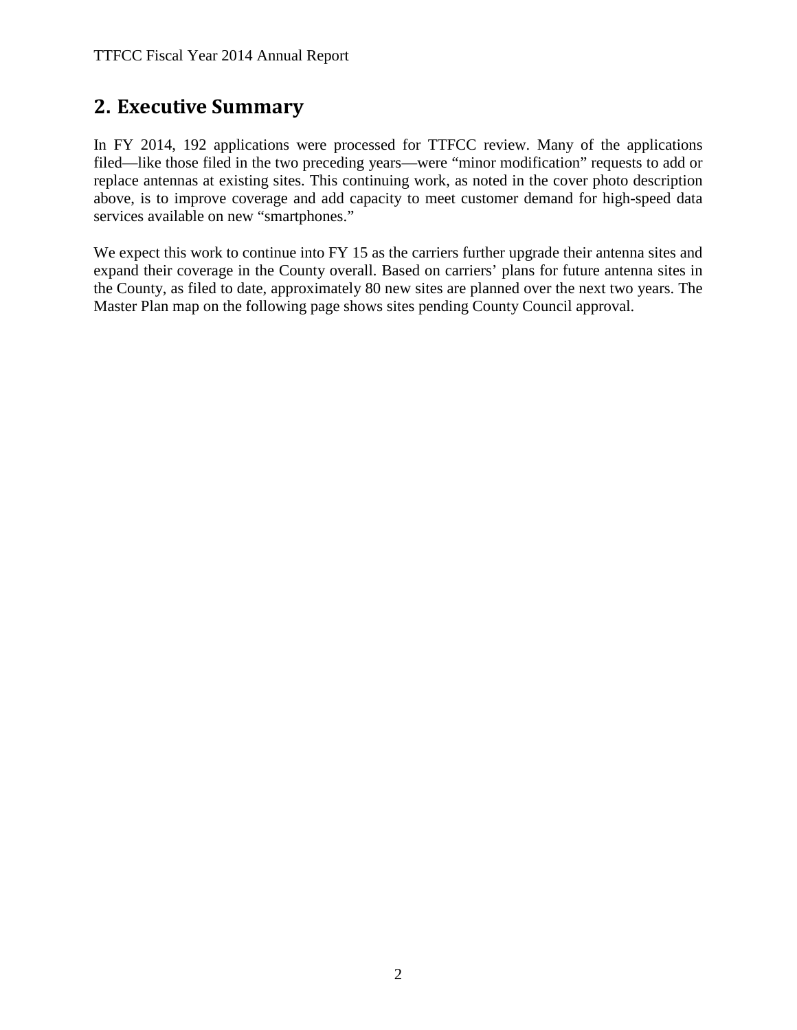## 2. Executive Summary

In FY 2014, 192 applications were processed for TTFCC review. Many of the applications filed—like those filed in the two preceding years—were "minor modification" requests to add or replace antennas at existing sites. This continuing work, as noted in the cover photo description above, is to improve coverage and add capacity to meet customer demand for high-speed data services available on new "smartphones."

We expect this work to continue into FY 15 as the carriers further upgrade their antenna sites and expand their coverage in the County overall. Based on carriers' plans for future antenna sites in the County, as filed to date, approximately 80 new sites are planned over the next two years. The Master Plan map on the following page shows sites pending County Council approval.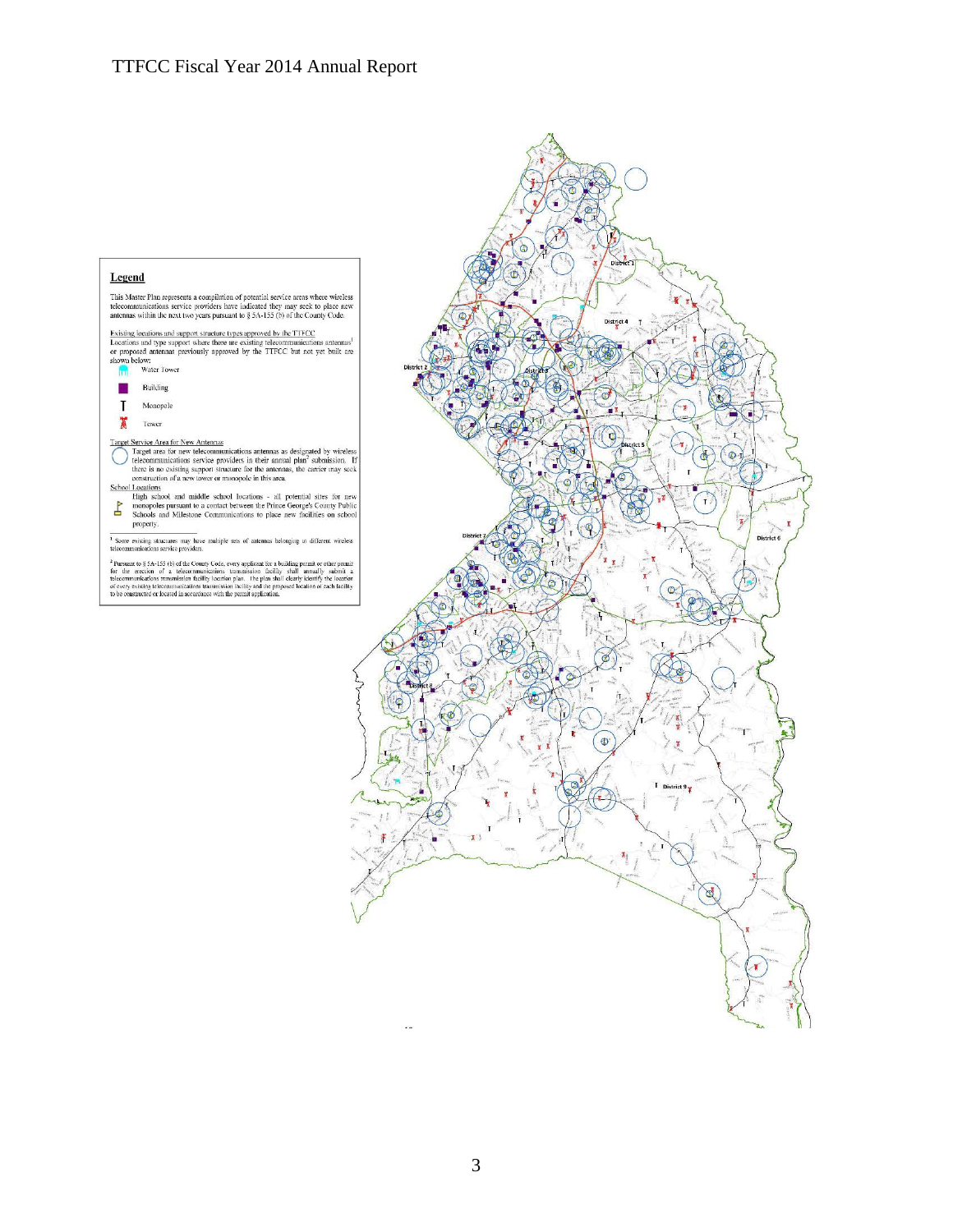## Legend

This Master Plan represents a compilation of potential service areas where wireless telecommunications service providers have indicated they may seek to place new antennas within the next two years pursuant to § 5A-155 (b) of the County Code.

Existing locations and support structure types approved by the TTFCC
Locations and type support where there are existing telecommunications antennas[1] or proposed antennas previously approved by the TTFCC but not yet built are shown below:

- Water Tower
- Building
- Monopole
- Tower

Target Service Area for New Antennas
Target area for new telecommunications antennas as designated by wireless telecommunications service providers in their annual plan[2] submission. If there is no existing support structure for the antennas, the carrier may seek construction of a new tower or monopole in this area.

School Locations
High school and middle school locations - all potential sites for new monopoles pursuant to a contact between the Prince George's County Public Schools and Milestone Communications to place new facilities on school property.

[1] Some existing structures may have multiple sets of antennas belonging to different wireless telecommunications service providers.

[2] Pursuant to § 5A-155 (b) of the County Code, every applicant for a building permit or other permit for the erection of a telecommunications transmission facility shall annually submit a telecommunications transmission facility location plan. The plan shall clearly identify the location of every existing telecommunications transmission facility and the proposed location of each facility to be constructed or located in accordance with the permit application.

District 1, District 2, District 3, District 4, District 5, District 6, District 7, District 8, District 9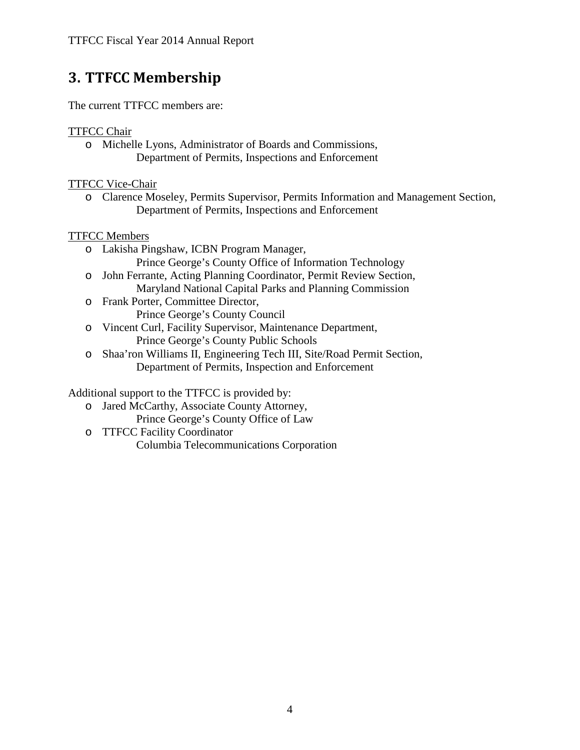## 3. TTFCC Membership

The current TTFCC members are:

TTFCC Chair

- Michelle Lyons, Administrator of Boards and Commissions,
  Department of Permits, Inspections and Enforcement

TTFCC Vice-Chair

- Clarence Moseley, Permits Supervisor, Permits Information and Management Section,
  Department of Permits, Inspections and Enforcement

TTFCC Members

- Lakisha Pingshaw, ICBN Program Manager,
  Prince George's County Office of Information Technology
- John Ferrante, Acting Planning Coordinator, Permit Review Section,
  Maryland National Capital Parks and Planning Commission
- Frank Porter, Committee Director,
  Prince George's County Council
- Vincent Curl, Facility Supervisor, Maintenance Department,
  Prince George's County Public Schools
- Shaa'ron Williams II, Engineering Tech III, Site/Road Permit Section,
  Department of Permits, Inspection and Enforcement

Additional support to the TTFCC is provided by:

- Jared McCarthy, Associate County Attorney,
  Prince George's County Office of Law
- TTFCC Facility Coordinator
  Columbia Telecommunications Corporation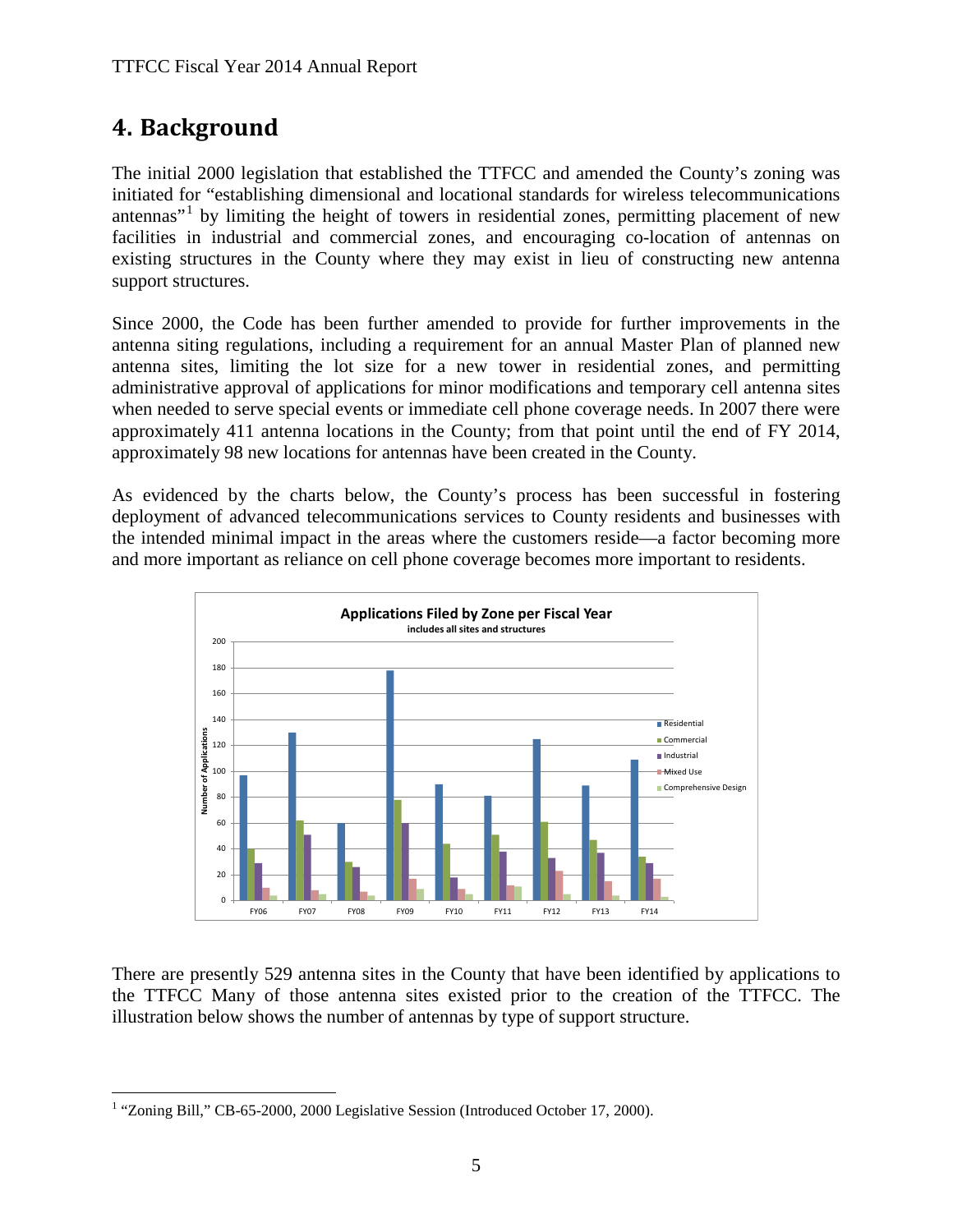# 4. Background

The initial 2000 legislation that established the TTFCC and amended the County's zoning was initiated for "establishing dimensional and locational standards for wireless telecommunications antennas"[1] by limiting the height of towers in residential zones, permitting placement of new facilities in industrial and commercial zones, and encouraging co-location of antennas on existing structures in the County where they may exist in lieu of constructing new antenna support structures.

Since 2000, the Code has been further amended to provide for further improvements in the antenna siting regulations, including a requirement for an annual Master Plan of planned new antenna sites, limiting the lot size for a new tower in residential zones, and permitting administrative approval of applications for minor modifications and temporary cell antenna sites when needed to serve special events or immediate cell phone coverage needs. In 2007 there were approximately 411 antenna locations in the County; from that point until the end of FY 2014, approximately 98 new locations for antennas have been created in the County.

As evidenced by the charts below, the County's process has been successful in fostering deployment of advanced telecommunications services to County residents and businesses with the intended minimal impact in the areas where the customers reside—a factor becoming more and more important as reliance on cell phone coverage becomes more important to residents.

**Applications Filed by Zone per Fiscal Year**
includes all sites and structures

There are presently 529 antenna sites in the County that have been identified by applications to the TTFCC Many of those antenna sites existed prior to the creation of the TTFCC. The illustration below shows the number of antennas by type of support structure.

---

[1] "Zoning Bill," CB-65-2000, 2000 Legislative Session (Introduced October 17, 2000).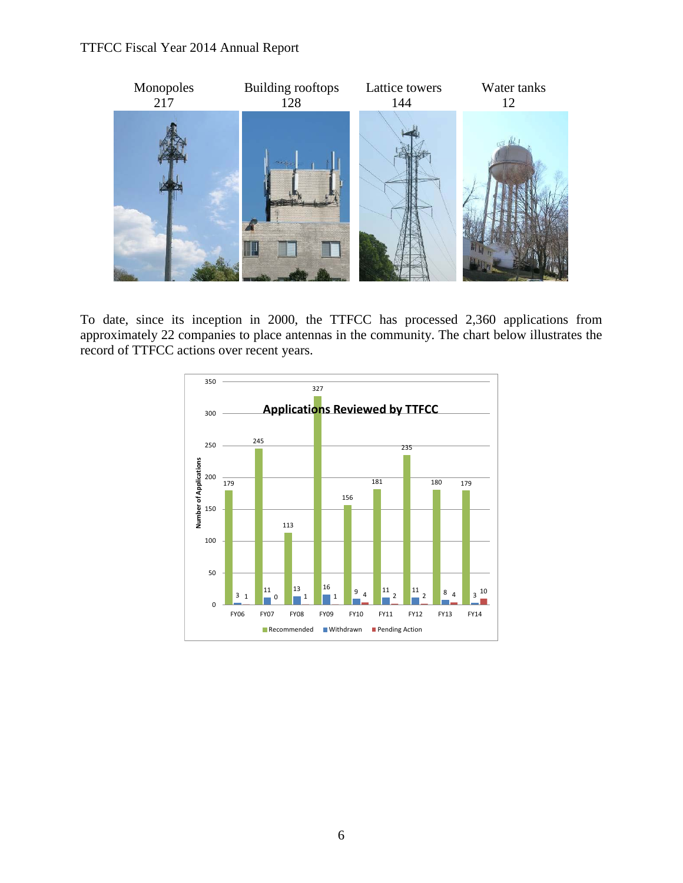| Monopoles | Building rooftops | Lattice towers | Water tanks |
|---|---|---|---|
| 217 | 128 | 144 | 12 |

To date, since its inception in 2000, the TTFCC has processed 2,360 applications from approximately 22 companies to place antennas in the community. The chart below illustrates the record of TTFCC actions over recent years.

**Applications Reviewed by TTFCC**

| | FY06 | FY07 | FY08 | FY09 | FY10 | FY11 | FY12 | FY13 | FY14 |
|---|---|---|---|---|---|---|---|---|---|
| Recommended | 179 | 245 | 113 | 327 | 156 | 181 | 235 | 180 | 179 |
| Withdrawn | 3 | 11 | 13 | 16 | 9 | 11 | 11 | 8 | 3 |
| Pending Action | 1 | 0 | 1 | 1 | 4 | 2 | 2 | 4 | 10 |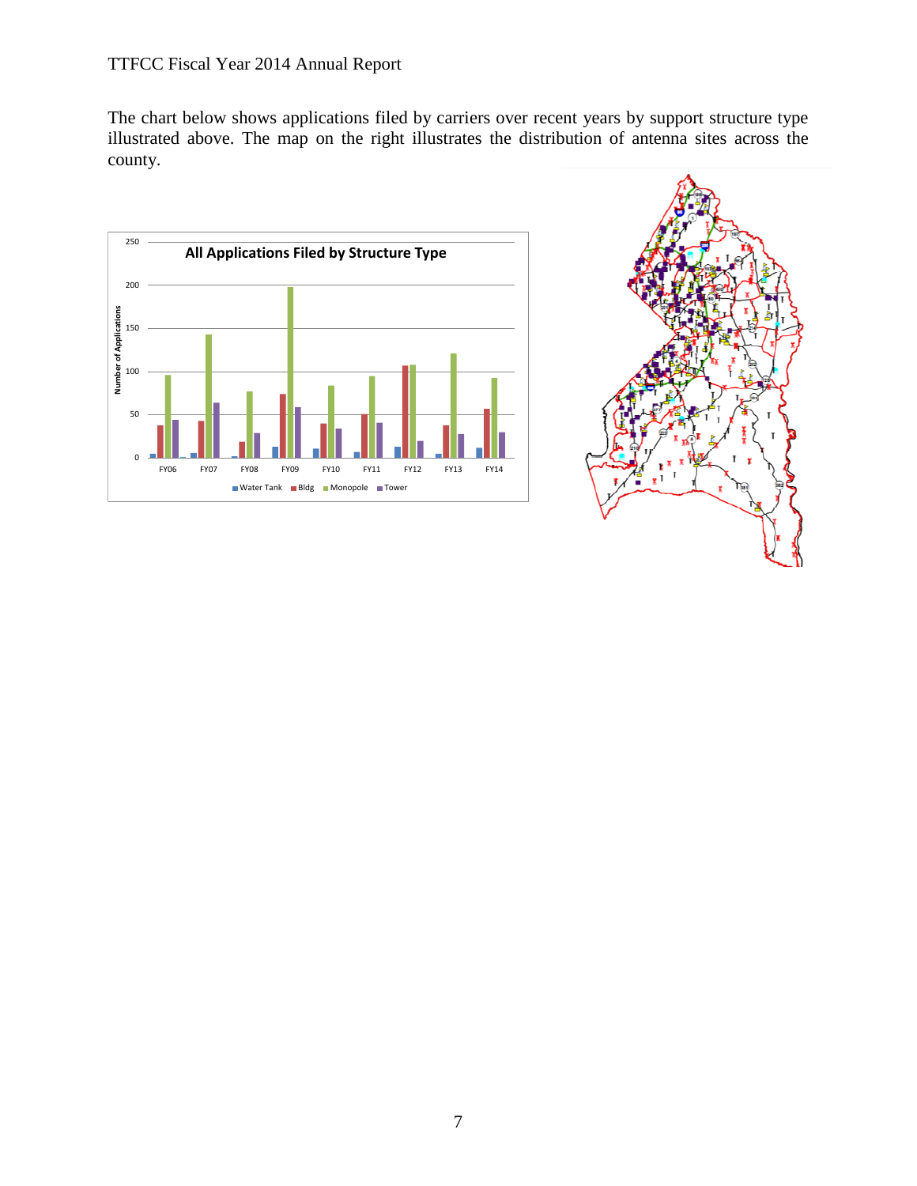The chart below shows applications filed by carriers over recent years by support structure type illustrated above. The map on the right illustrates the distribution of antenna sites across the county.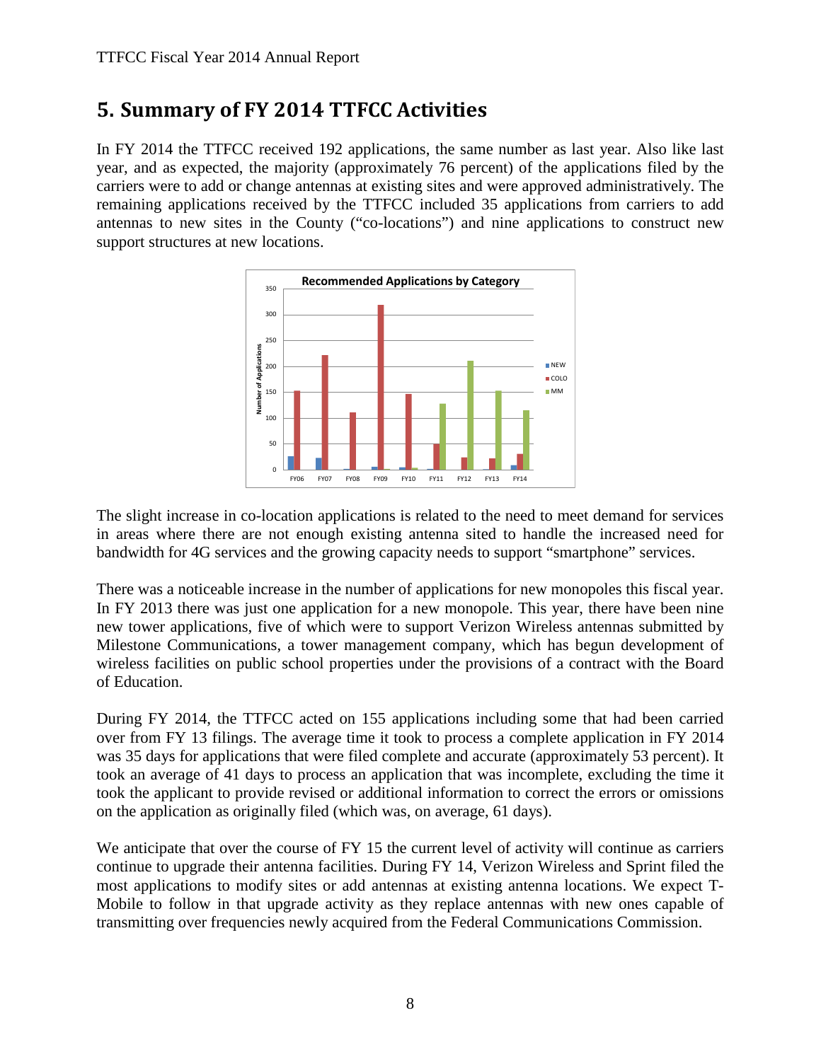# 5. Summary of FY 2014 TTFCC Activities

In FY 2014 the TTFCC received 192 applications, the same number as last year. Also like last year, and as expected, the majority (approximately 76 percent) of the applications filed by the carriers were to add or change antennas at existing sites and were approved administratively. The remaining applications received by the TTFCC included 35 applications from carriers to add antennas to new sites in the County ("co-locations") and nine applications to construct new support structures at new locations.

The slight increase in co-location applications is related to the need to meet demand for services in areas where there are not enough existing antenna sited to handle the increased need for bandwidth for 4G services and the growing capacity needs to support "smartphone" services.

There was a noticeable increase in the number of applications for new monopoles this fiscal year. In FY 2013 there was just one application for a new monopole. This year, there have been nine new tower applications, five of which were to support Verizon Wireless antennas submitted by Milestone Communications, a tower management company, which has begun development of wireless facilities on public school properties under the provisions of a contract with the Board of Education.

During FY 2014, the TTFCC acted on 155 applications including some that had been carried over from FY 13 filings. The average time it took to process a complete application in FY 2014 was 35 days for applications that were filed complete and accurate (approximately 53 percent). It took an average of 41 days to process an application that was incomplete, excluding the time it took the applicant to provide revised or additional information to correct the errors or omissions on the application as originally filed (which was, on average, 61 days).

We anticipate that over the course of FY 15 the current level of activity will continue as carriers continue to upgrade their antenna facilities. During FY 14, Verizon Wireless and Sprint filed the most applications to modify sites or add antennas at existing antenna locations. We expect T-Mobile to follow in that upgrade activity as they replace antennas with new ones capable of transmitting over frequencies newly acquired from the Federal Communications Commission.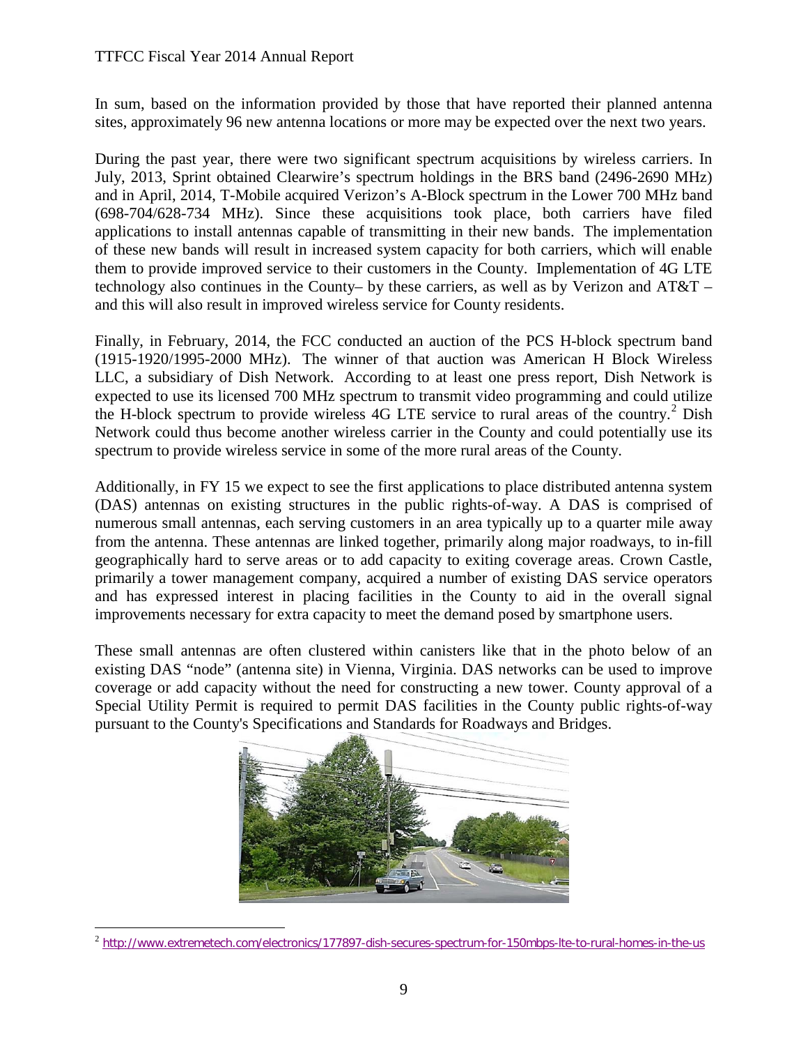In sum, based on the information provided by those that have reported their planned antenna sites, approximately 96 new antenna locations or more may be expected over the next two years.

During the past year, there were two significant spectrum acquisitions by wireless carriers. In July, 2013, Sprint obtained Clearwire's spectrum holdings in the BRS band (2496-2690 MHz) and in April, 2014, T-Mobile acquired Verizon's A-Block spectrum in the Lower 700 MHz band (698-704/628-734 MHz). Since these acquisitions took place, both carriers have filed applications to install antennas capable of transmitting in their new bands. The implementation of these new bands will result in increased system capacity for both carriers, which will enable them to provide improved service to their customers in the County. Implementation of 4G LTE technology also continues in the County– by these carriers, as well as by Verizon and AT&T – and this will also result in improved wireless service for County residents.

Finally, in February, 2014, the FCC conducted an auction of the PCS H-block spectrum band (1915-1920/1995-2000 MHz). The winner of that auction was American H Block Wireless LLC, a subsidiary of Dish Network. According to at least one press report, Dish Network is expected to use its licensed 700 MHz spectrum to transmit video programming and could utilize the H-block spectrum to provide wireless 4G LTE service to rural areas of the country.[2] Dish Network could thus become another wireless carrier in the County and could potentially use its spectrum to provide wireless service in some of the more rural areas of the County.

Additionally, in FY 15 we expect to see the first applications to place distributed antenna system (DAS) antennas on existing structures in the public rights-of-way. A DAS is comprised of numerous small antennas, each serving customers in an area typically up to a quarter mile away from the antenna. These antennas are linked together, primarily along major roadways, to in-fill geographically hard to serve areas or to add capacity to exiting coverage areas. Crown Castle, primarily a tower management company, acquired a number of existing DAS service operators and has expressed interest in placing facilities in the County to aid in the overall signal improvements necessary for extra capacity to meet the demand posed by smartphone users.

These small antennas are often clustered within canisters like that in the photo below of an existing DAS "node" (antenna site) in Vienna, Virginia. DAS networks can be used to improve coverage or add capacity without the need for constructing a new tower. County approval of a Special Utility Permit is required to permit DAS facilities in the County public rights-of-way pursuant to the County's Specifications and Standards for Roadways and Bridges.

[2] http://www.extremetech.com/electronics/177897-dish-secures-spectrum-for-150mbps-lte-to-rural-homes-in-the-us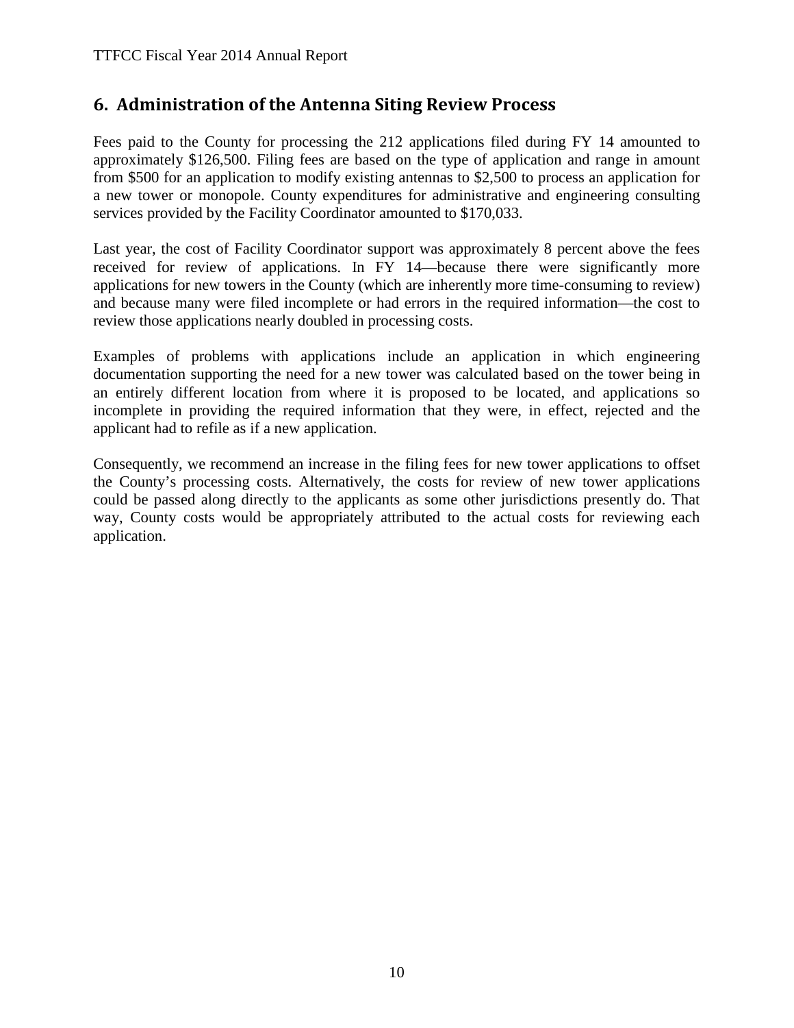## 6. Administration of the Antenna Siting Review Process

Fees paid to the County for processing the 212 applications filed during FY 14 amounted to approximately $126,500. Filing fees are based on the type of application and range in amount from $500 for an application to modify existing antennas to $2,500 to process an application for a new tower or monopole. County expenditures for administrative and engineering consulting services provided by the Facility Coordinator amounted to $170,033.

Last year, the cost of Facility Coordinator support was approximately 8 percent above the fees received for review of applications. In FY 14—because there were significantly more applications for new towers in the County (which are inherently more time-consuming to review) and because many were filed incomplete or had errors in the required information—the cost to review those applications nearly doubled in processing costs.

Examples of problems with applications include an application in which engineering documentation supporting the need for a new tower was calculated based on the tower being in an entirely different location from where it is proposed to be located, and applications so incomplete in providing the required information that they were, in effect, rejected and the applicant had to refile as if a new application.

Consequently, we recommend an increase in the filing fees for new tower applications to offset the County's processing costs. Alternatively, the costs for review of new tower applications could be passed along directly to the applicants as some other jurisdictions presently do. That way, County costs would be appropriately attributed to the actual costs for reviewing each application.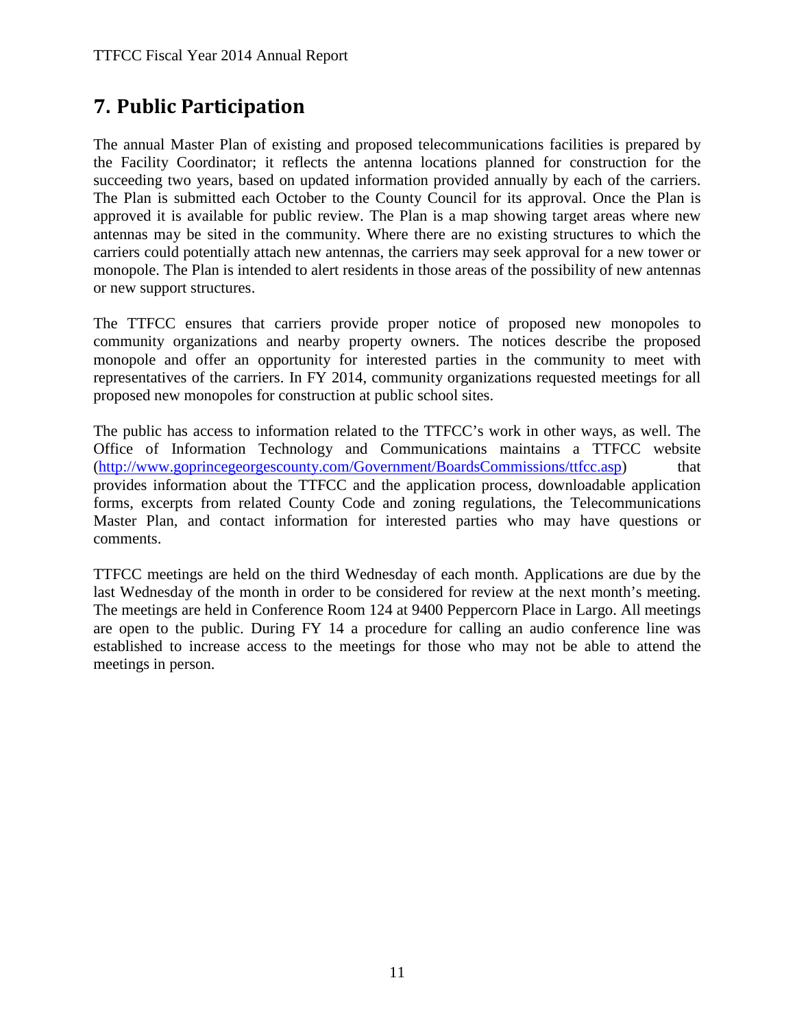## 7. Public Participation

The annual Master Plan of existing and proposed telecommunications facilities is prepared by the Facility Coordinator; it reflects the antenna locations planned for construction for the succeeding two years, based on updated information provided annually by each of the carriers. The Plan is submitted each October to the County Council for its approval. Once the Plan is approved it is available for public review. The Plan is a map showing target areas where new antennas may be sited in the community. Where there are no existing structures to which the carriers could potentially attach new antennas, the carriers may seek approval for a new tower or monopole. The Plan is intended to alert residents in those areas of the possibility of new antennas or new support structures.

The TTFCC ensures that carriers provide proper notice of proposed new monopoles to community organizations and nearby property owners. The notices describe the proposed monopole and offer an opportunity for interested parties in the community to meet with representatives of the carriers. In FY 2014, community organizations requested meetings for all proposed new monopoles for construction at public school sites.

The public has access to information related to the TTFCC's work in other ways, as well. The Office of Information Technology and Communications maintains a TTFCC website ([http://www.goprincegeorgescounty.com/Government/BoardsCommissions/ttfcc.asp](http://www.goprincegeorgescounty.com/Government/BoardsCommissions/ttfcc.asp)) that provides information about the TTFCC and the application process, downloadable application forms, excerpts from related County Code and zoning regulations, the Telecommunications Master Plan, and contact information for interested parties who may have questions or comments.

TTFCC meetings are held on the third Wednesday of each month. Applications are due by the last Wednesday of the month in order to be considered for review at the next month's meeting. The meetings are held in Conference Room 124 at 9400 Peppercorn Place in Largo. All meetings are open to the public. During FY 14 a procedure for calling an audio conference line was established to increase access to the meetings for those who may not be able to attend the meetings in person.